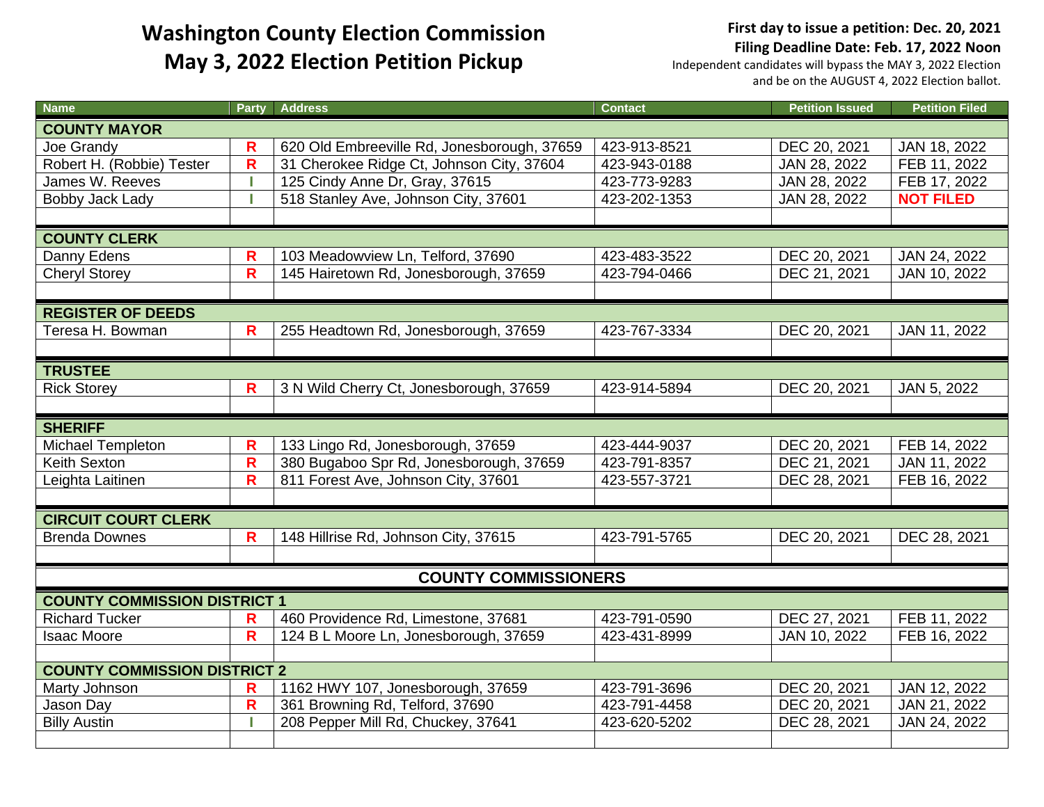# Washington County Election Commission
# May 3, 2022 Election Petition Pickup

**First day to issue a petition: Dec. 20, 2021**
**Filing Deadline Date: Feb. 17, 2022 Noon**
Independent candidates will bypass the MAY 3, 2022 Election and be on the AUGUST 4, 2022 Election ballot.

| Name | Party | Address | Contact | Petition Issued | Petition Filed |
|---|---|---|---|---|---|
| **COUNTY MAYOR** | | | | | |
| Joe Grandy | R | 620 Old Embreeville Rd, Jonesborough, 37659 | 423-913-8521 | DEC 20, 2021 | JAN 18, 2022 |
| Robert H. (Robbie) Tester | R | 31 Cherokee Ridge Ct, Johnson City, 37604 | 423-943-0188 | JAN 28, 2022 | FEB 11, 2022 |
| James W. Reeves | I | 125 Cindy Anne Dr, Gray, 37615 | 423-773-9283 | JAN 28, 2022 | FEB 17, 2022 |
| Bobby Jack Lady | I | 518 Stanley Ave, Johnson City, 37601 | 423-202-1353 | JAN 28, 2022 | **NOT FILED** |
| **COUNTY CLERK** | | | | | |
| Danny Edens | R | 103 Meadowview Ln, Telford, 37690 | 423-483-3522 | DEC 20, 2021 | JAN 24, 2022 |
| Cheryl Storey | R | 145 Hairetown Rd, Jonesborough, 37659 | 423-794-0466 | DEC 21, 2021 | JAN 10, 2022 |
| **REGISTER OF DEEDS** | | | | | |
| Teresa H. Bowman | R | 255 Headtown Rd, Jonesborough, 37659 | 423-767-3334 | DEC 20, 2021 | JAN 11, 2022 |
| **TRUSTEE** | | | | | |
| Rick Storey | R | 3 N Wild Cherry Ct, Jonesborough, 37659 | 423-914-5894 | DEC 20, 2021 | JAN 5, 2022 |
| **SHERIFF** | | | | | |
| Michael Templeton | R | 133 Lingo Rd, Jonesborough, 37659 | 423-444-9037 | DEC 20, 2021 | FEB 14, 2022 |
| Keith Sexton | R | 380 Bugaboo Spr Rd, Jonesborough, 37659 | 423-791-8357 | DEC 21, 2021 | JAN 11, 2022 |
| Leighta Laitinen | R | 811 Forest Ave, Johnson City, 37601 | 423-557-3721 | DEC 28, 2021 | FEB 16, 2022 |
| **CIRCUIT COURT CLERK** | | | | | |
| Brenda Downes | R | 148 Hillrise Rd, Johnson City, 37615 | 423-791-5765 | DEC 20, 2021 | DEC 28, 2021 |
| **COUNTY COMMISSIONERS** | | | | | |
| **COUNTY COMMISSION DISTRICT 1** | | | | | |
| Richard Tucker | R | 460 Providence Rd, Limestone, 37681 | 423-791-0590 | DEC 27, 2021 | FEB 11, 2022 |
| Isaac Moore | R | 124 B L Moore Ln, Jonesborough, 37659 | 423-431-8999 | JAN 10, 2022 | FEB 16, 2022 |
| **COUNTY COMMISSION DISTRICT 2** | | | | | |
| Marty Johnson | R | 1162 HWY 107, Jonesborough, 37659 | 423-791-3696 | DEC 20, 2021 | JAN 12, 2022 |
| Jason Day | R | 361 Browning Rd, Telford, 37690 | 423-791-4458 | DEC 20, 2021 | JAN 21, 2022 |
| Billy Austin | I | 208 Pepper Mill Rd, Chuckey, 37641 | 423-620-5202 | DEC 28, 2021 | JAN 24, 2022 |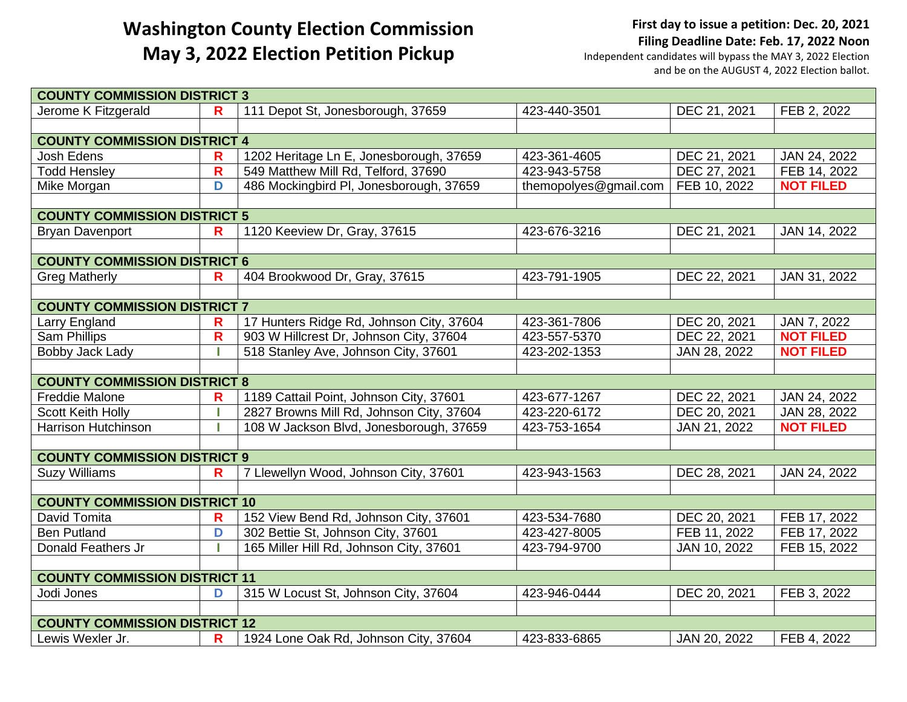# Washington County Election Commission
# May 3, 2022 Election Petition Pickup

**First day to issue a petition: Dec. 20, 2021**
**Filing Deadline Date: Feb. 17, 2022 Noon**
Independent candidates will bypass the MAY 3, 2022 Election and be on the AUGUST 4, 2022 Election ballot.

| | | | | | |
|---|---|---|---|---|---|
| **COUNTY COMMISSION DISTRICT 3** | | | | | |
| Jerome K Fitzgerald | R | 111 Depot St, Jonesborough, 37659 | 423-440-3501 | DEC 21, 2021 | FEB 2, 2022 |
| | | | | | |
| **COUNTY COMMISSION DISTRICT 4** | | | | | |
| Josh Edens | R | 1202 Heritage Ln E, Jonesborough, 37659 | 423-361-4605 | DEC 21, 2021 | JAN 24, 2022 |
| Todd Hensley | R | 549 Matthew Mill Rd, Telford, 37690 | 423-943-5758 | DEC 27, 2021 | FEB 14, 2022 |
| Mike Morgan | D | 486 Mockingbird Pl, Jonesborough, 37659 | themopolyes@gmail.com | FEB 10, 2022 | **NOT FILED** |
| | | | | | |
| **COUNTY COMMISSION DISTRICT 5** | | | | | |
| Bryan Davenport | R | 1120 Keeview Dr, Gray, 37615 | 423-676-3216 | DEC 21, 2021 | JAN 14, 2022 |
| | | | | | |
| **COUNTY COMMISSION DISTRICT 6** | | | | | |
| Greg Matherly | R | 404 Brookwood Dr, Gray, 37615 | 423-791-1905 | DEC 22, 2021 | JAN 31, 2022 |
| | | | | | |
| **COUNTY COMMISSION DISTRICT 7** | | | | | |
| Larry England | R | 17 Hunters Ridge Rd, Johnson City, 37604 | 423-361-7806 | DEC 20, 2021 | JAN 7, 2022 |
| Sam Phillips | R | 903 W Hillcrest Dr, Johnson City, 37604 | 423-557-5370 | DEC 22, 2021 | **NOT FILED** |
| Bobby Jack Lady | I | 518 Stanley Ave, Johnson City, 37601 | 423-202-1353 | JAN 28, 2022 | **NOT FILED** |
| | | | | | |
| **COUNTY COMMISSION DISTRICT 8** | | | | | |
| Freddie Malone | R | 1189 Cattail Point, Johnson City, 37601 | 423-677-1267 | DEC 22, 2021 | JAN 24, 2022 |
| Scott Keith Holly | I | 2827 Browns Mill Rd, Johnson City, 37604 | 423-220-6172 | DEC 20, 2021 | JAN 28, 2022 |
| Harrison Hutchinson | I | 108 W Jackson Blvd, Jonesborough, 37659 | 423-753-1654 | JAN 21, 2022 | **NOT FILED** |
| | | | | | |
| **COUNTY COMMISSION DISTRICT 9** | | | | | |
| Suzy Williams | R | 7 Llewellyn Wood, Johnson City, 37601 | 423-943-1563 | DEC 28, 2021 | JAN 24, 2022 |
| | | | | | |
| **COUNTY COMMISSION DISTRICT 10** | | | | | |
| David Tomita | R | 152 View Bend Rd, Johnson City, 37601 | 423-534-7680 | DEC 20, 2021 | FEB 17, 2022 |
| Ben Putland | D | 302 Bettie St, Johnson City, 37601 | 423-427-8005 | FEB 11, 2022 | FEB 17, 2022 |
| Donald Feathers Jr | I | 165 Miller Hill Rd, Johnson City, 37601 | 423-794-9700 | JAN 10, 2022 | FEB 15, 2022 |
| | | | | | |
| **COUNTY COMMISSION DISTRICT 11** | | | | | |
| Jodi Jones | D | 315 W Locust St, Johnson City, 37604 | 423-946-0444 | DEC 20, 2021 | FEB 3, 2022 |
| | | | | | |
| **COUNTY COMMISSION DISTRICT 12** | | | | | |
| Lewis Wexler Jr. | R | 1924 Lone Oak Rd, Johnson City, 37604 | 423-833-6865 | JAN 20, 2022 | FEB 4, 2022 |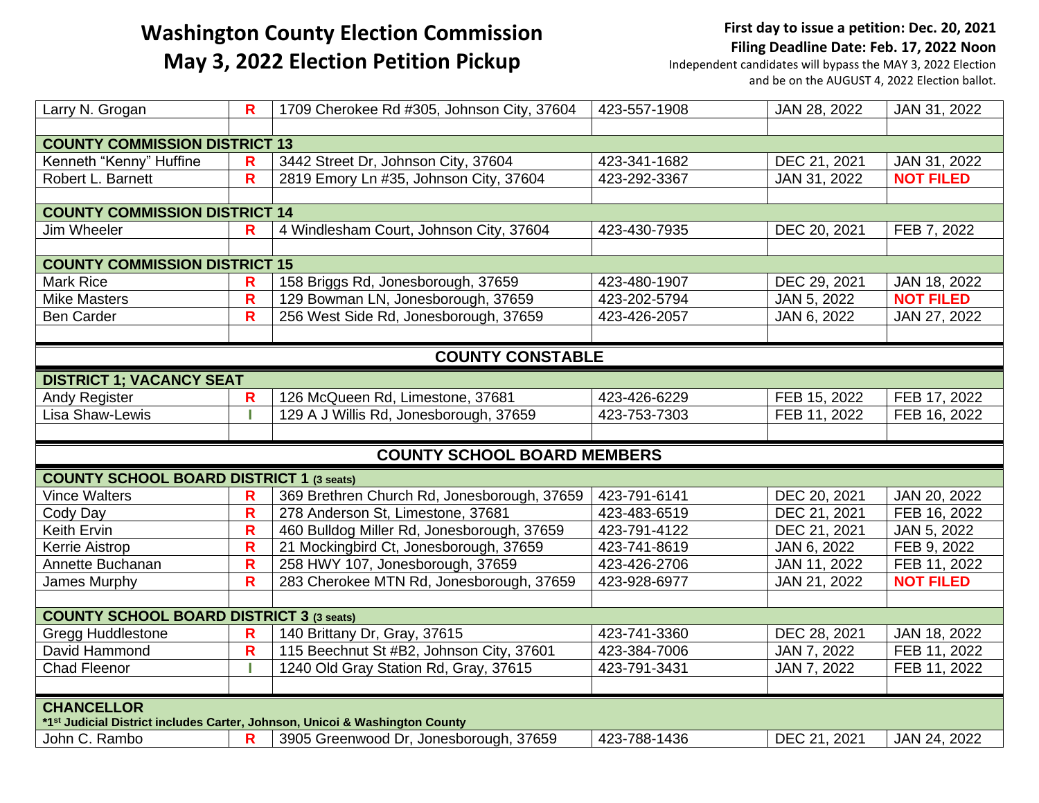# Washington County Election Commission
# May 3, 2022 Election Petition Pickup

**First day to issue a petition: Dec. 20, 2021**
**Filing Deadline Date: Feb. 17, 2022 Noon**
Independent candidates will bypass the MAY 3, 2022 Election and be on the AUGUST 4, 2022 Election ballot.

| | | | | | |
|---|---|---|---|---|---|
| Larry N. Grogan | R | 1709 Cherokee Rd #305, Johnson City, 37604 | 423-557-1908 | JAN 28, 2022 | JAN 31, 2022 |
| | | | | | |
| **COUNTY COMMISSION DISTRICT 13** | | | | | |
| Kenneth "Kenny" Huffine | R | 3442 Street Dr, Johnson City, 37604 | 423-341-1682 | DEC 21, 2021 | JAN 31, 2022 |
| Robert L. Barnett | R | 2819 Emory Ln #35, Johnson City, 37604 | 423-292-3367 | JAN 31, 2022 | **NOT FILED** |
| | | | | | |
| **COUNTY COMMISSION DISTRICT 14** | | | | | |
| Jim Wheeler | R | 4 Windlesham Court, Johnson City, 37604 | 423-430-7935 | DEC 20, 2021 | FEB 7, 2022 |
| | | | | | |
| **COUNTY COMMISSION DISTRICT 15** | | | | | |
| Mark Rice | R | 158 Briggs Rd, Jonesborough, 37659 | 423-480-1907 | DEC 29, 2021 | JAN 18, 2022 |
| Mike Masters | R | 129 Bowman LN, Jonesborough, 37659 | 423-202-5794 | JAN 5, 2022 | **NOT FILED** |
| Ben Carder | R | 256 West Side Rd, Jonesborough, 37659 | 423-426-2057 | JAN 6, 2022 | JAN 27, 2022 |
| | | | | | |
| **COUNTY CONSTABLE** | | | | | |
| **DISTRICT 1; VACANCY SEAT** | | | | | |
| Andy Register | R | 126 McQueen Rd, Limestone, 37681 | 423-426-6229 | FEB 15, 2022 | FEB 17, 2022 |
| Lisa Shaw-Lewis | I | 129 A J Willis Rd, Jonesborough, 37659 | 423-753-7303 | FEB 11, 2022 | FEB 16, 2022 |
| | | | | | |
| **COUNTY SCHOOL BOARD MEMBERS** | | | | | |
| **COUNTY SCHOOL BOARD DISTRICT 1 (3 seats)** | | | | | |
| Vince Walters | R | 369 Brethren Church Rd, Jonesborough, 37659 | 423-791-6141 | DEC 20, 2021 | JAN 20, 2022 |
| Cody Day | R | 278 Anderson St, Limestone, 37681 | 423-483-6519 | DEC 21, 2021 | FEB 16, 2022 |
| Keith Ervin | R | 460 Bulldog Miller Rd, Jonesborough, 37659 | 423-791-4122 | DEC 21, 2021 | JAN 5, 2022 |
| Kerrie Aistrop | R | 21 Mockingbird Ct, Jonesborough, 37659 | 423-741-8619 | JAN 6, 2022 | FEB 9, 2022 |
| Annette Buchanan | R | 258 HWY 107, Jonesborough, 37659 | 423-426-2706 | JAN 11, 2022 | FEB 11, 2022 |
| James Murphy | R | 283 Cherokee MTN Rd, Jonesborough, 37659 | 423-928-6977 | JAN 21, 2022 | **NOT FILED** |
| | | | | | |
| **COUNTY SCHOOL BOARD DISTRICT 3 (3 seats)** | | | | | |
| Gregg Huddlestone | R | 140 Brittany Dr, Gray, 37615 | 423-741-3360 | DEC 28, 2021 | JAN 18, 2022 |
| David Hammond | R | 115 Beechnut St #B2, Johnson City, 37601 | 423-384-7006 | JAN 7, 2022 | FEB 11, 2022 |
| Chad Fleenor | I | 1240 Old Gray Station Rd, Gray, 37615 | 423-791-3431 | JAN 7, 2022 | FEB 11, 2022 |
| | | | | | |
| **CHANCELLOR** *1st Judicial District includes Carter, Johnson, Unicoi & Washington County | | | | | |
| John C. Rambo | R | 3905 Greenwood Dr, Jonesborough, 37659 | 423-788-1436 | DEC 21, 2021 | JAN 24, 2022 |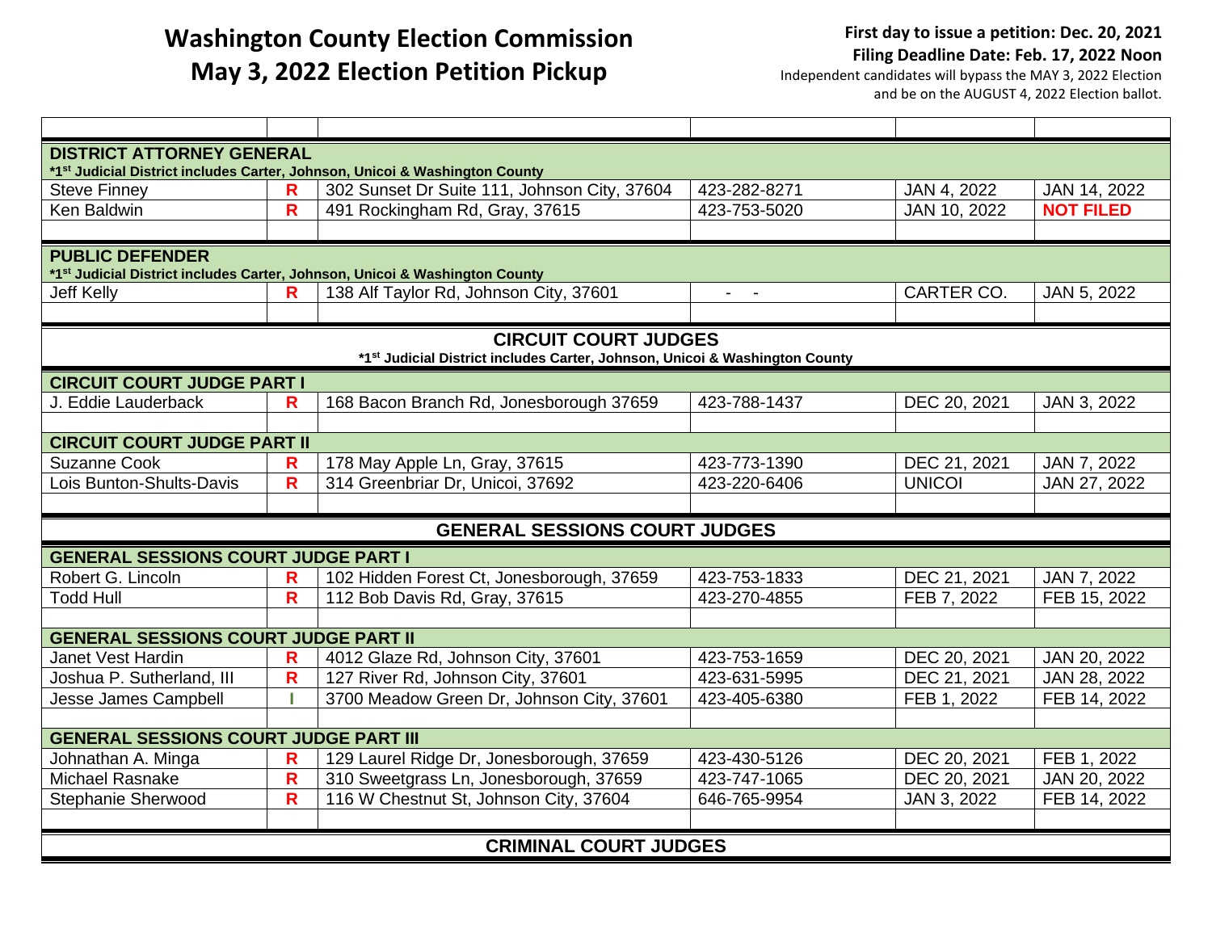# Washington County Election Commission
# May 3, 2022 Election Petition Pickup

**First day to issue a petition: Dec. 20, 2021**
**Filing Deadline Date: Feb. 17, 2022 Noon**
Independent candidates will bypass the MAY 3, 2022 Election and be on the AUGUST 4, 2022 Election ballot.

| | | | | | |
|---|---|---|---|---|---|
| **DISTRICT ATTORNEY GENERAL** *1st Judicial District includes Carter, Johnson, Unicoi & Washington County | | | | | |
| Steve Finney | R | 302 Sunset Dr Suite 111, Johnson City, 37604 | 423-282-8271 | JAN 4, 2022 | JAN 14, 2022 |
| Ken Baldwin | R | 491 Rockingham Rd, Gray, 37615 | 423-753-5020 | JAN 10, 2022 | NOT FILED |
| | | | | | |
| **PUBLIC DEFENDER** *1st Judicial District includes Carter, Johnson, Unicoi & Washington County | | | | | |
| Jeff Kelly | R | 138 Alf Taylor Rd, Johnson City, 37601 | - - | CARTER CO. | JAN 5, 2022 |
| | | | | | |
| **CIRCUIT COURT JUDGES** *1st Judicial District includes Carter, Johnson, Unicoi & Washington County | | | | | |
| **CIRCUIT COURT JUDGE PART I** | | | | | |
| J. Eddie Lauderback | R | 168 Bacon Branch Rd, Jonesborough 37659 | 423-788-1437 | DEC 20, 2021 | JAN 3, 2022 |
| | | | | | |
| **CIRCUIT COURT JUDGE PART II** | | | | | |
| Suzanne Cook | R | 178 May Apple Ln, Gray, 37615 | 423-773-1390 | DEC 21, 2021 | JAN 7, 2022 |
| Lois Bunton-Shults-Davis | R | 314 Greenbriar Dr, Unicoi, 37692 | 423-220-6406 | UNICOI | JAN 27, 2022 |
| | | | | | |
| **GENERAL SESSIONS COURT JUDGES** | | | | | |
| **GENERAL SESSIONS COURT JUDGE PART I** | | | | | |
| Robert G. Lincoln | R | 102 Hidden Forest Ct, Jonesborough, 37659 | 423-753-1833 | DEC 21, 2021 | JAN 7, 2022 |
| Todd Hull | R | 112 Bob Davis Rd, Gray, 37615 | 423-270-4855 | FEB 7, 2022 | FEB 15, 2022 |
| | | | | | |
| **GENERAL SESSIONS COURT JUDGE PART II** | | | | | |
| Janet Vest Hardin | R | 4012 Glaze Rd, Johnson City, 37601 | 423-753-1659 | DEC 20, 2021 | JAN 20, 2022 |
| Joshua P. Sutherland, III | R | 127 River Rd, Johnson City, 37601 | 423-631-5995 | DEC 21, 2021 | JAN 28, 2022 |
| Jesse James Campbell | I | 3700 Meadow Green Dr, Johnson City, 37601 | 423-405-6380 | FEB 1, 2022 | FEB 14, 2022 |
| | | | | | |
| **GENERAL SESSIONS COURT JUDGE PART III** | | | | | |
| Johnathan A. Minga | R | 129 Laurel Ridge Dr, Jonesborough, 37659 | 423-430-5126 | DEC 20, 2021 | FEB 1, 2022 |
| Michael Rasnake | R | 310 Sweetgrass Ln, Jonesborough, 37659 | 423-747-1065 | DEC 20, 2021 | JAN 20, 2022 |
| Stephanie Sherwood | R | 116 W Chestnut St, Johnson City, 37604 | 646-765-9954 | JAN 3, 2022 | FEB 14, 2022 |
| | | | | | |
| **CRIMINAL COURT JUDGES** | | | | | |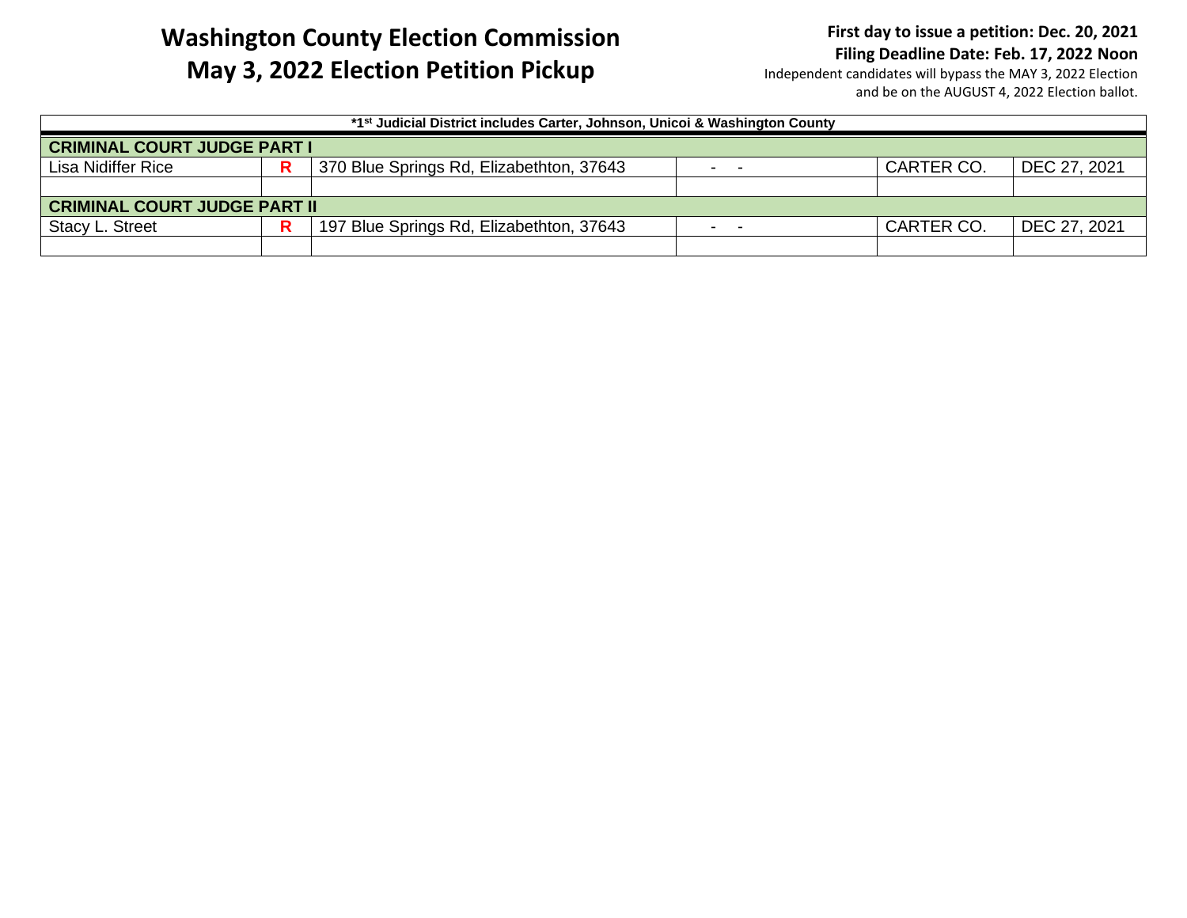# Washington County Election Commission
# May 3, 2022 Election Petition Pickup

**First day to issue a petition: Dec. 20, 2021**
**Filing Deadline Date: Feb. 17, 2022 Noon**
Independent candidates will bypass the MAY 3, 2022 Election and be on the AUGUST 4, 2022 Election ballot.

| | | | | | |
|---|---|---|---|---|---|
| **\*1st Judicial District includes Carter, Johnson, Unicoi & Washington County** | | | | | |
| **CRIMINAL COURT JUDGE PART I** | | | | | |
| Lisa Nidiffer Rice | R | 370 Blue Springs Rd, Elizabethton, 37643 | - - | CARTER CO. | DEC 27, 2021 |
| | | | | | |
| **CRIMINAL COURT JUDGE PART II** | | | | | |
| Stacy L. Street | R | 197 Blue Springs Rd, Elizabethton, 37643 | - - | CARTER CO. | DEC 27, 2021 |
| | | | | | |